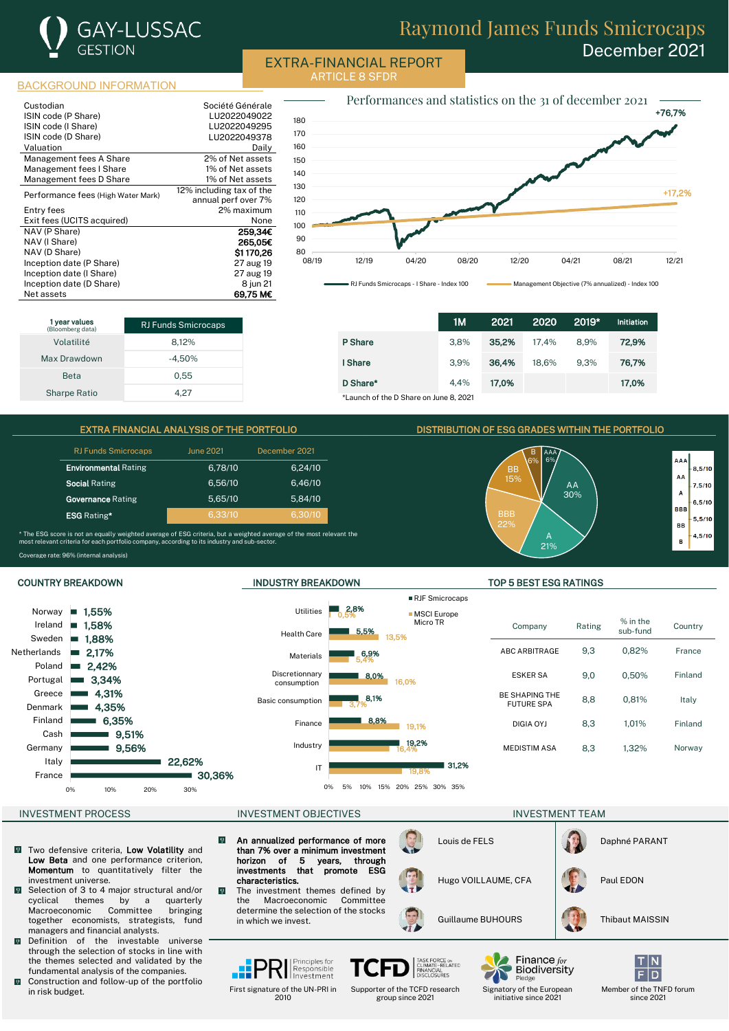# GAY-LUSSAC GESTION

# Raymond James Funds Smicrocaps

December 2021

## EXTRA-FINANCIAL REPORT
ARTICLE 8 SFDR

## BACKGROUND INFORMATION

| | |
|---|---|
| Custodian | Société Générale |
| ISIN code (P Share) | LU2022049022 |
| ISIN code (I Share) | LU2022049295 |
| ISIN code (D Share) | LU2022049378 |
| Valuation | Daily |
| Management fees A Share | 2% of Net assets |
| Management fees I Share | 1% of Net assets |
| Management fees D Share | 1% of Net assets |
| Performance fees (High Water Mark) | 12% including tax of the annual perf over 7% |
| Entry fees | 2% maximum |
| Exit fees (UCITS acquired) | None |
| NAV (P Share) | **259,34€** |
| NAV (I Share) | **265,05€** |
| NAV (D Share) | **$1 170,26** |
| Inception date (P Share) | 27 aug 19 |
| Inception date (I Share) | 27 aug 19 |
| Inception date (D Share) | 8 jun 21 |
| Net assets | **69,75 M€** |

## Performances and statistics on the 31 of december 2021

RJ Funds Smicrocaps - I Share - Index 100: +76,7%
Management Objective (7% annualized) - Index 100: +17,2%

| 1 year values (Bloomberg data) | RJ Funds Smicrocaps |
|---|---|
| Volatilité | 8,12% |
| Max Drawdown | -4,50% |
| Beta | 0,55 |
| Sharpe Ratio | 4,27 |

| | 1M | 2021 | 2020 | 2019* | Initiation |
|---|---|---|---|---|---|
| P Share | 3,8% | **35,2%** | 17,4% | 8,9% | **72,9%** |
| I Share | 3,9% | **36,4%** | 18,6% | 9,3% | **76,7%** |
| D Share* | 4,4% | **17,0%** | | | **17,0%** |

*Launch of the D Share on June 8, 2021

## EXTRA FINANCIAL ANALYSIS OF THE PORTFOLIO

| RJ Funds Smicrocaps | June 2021 | December 2021 |
|---|---|---|
| **Environmental** Rating | 6,78/10 | 6,24/10 |
| **Social** Rating | 6,56/10 | 6,46/10 |
| **Governance** Rating | 5,65/10 | 5,84/10 |
| **ESG** Rating* | 6,33/10 | 6,30/10 |

* The ESG score is not an equally weighted average of ESG criteria, but a weighted average of the most relevant the most relevant criteria for each portfolio company, according to its industry and sub-sector.

Coverage rate: 96% (internal analysis)

## DISTRIBUTION OF ESG GRADES WITHIN THE PORTFOLIO

| Grade | % |
|---|---|
| AAA | 6% |
| AA | 30% |
| A | 21% |
| BBB | 22% |
| BB | 15% |
| B | 6% |

Scale: AAA; AA 8,5/10; A 7,5/10; BBB 6,5/10; BB 5,5/10; B 4,5/10

## COUNTRY BREAKDOWN

| Country | % |
|---|---|
| Norway | 1,55% |
| Ireland | 1,58% |
| Sweden | 1,88% |
| Netherlands | 2,17% |
| Poland | 2,42% |
| Portugal | 3,34% |
| Greece | 4,31% |
| Denmark | 4,35% |
| Finland | 6,35% |
| Cash | 9,51% |
| Germany | 9,56% |
| Italy | 22,62% |
| France | 30,36% |

## INDUSTRY BREAKDOWN

| Industry | RJF Smicrocaps | MSCI Europe Micro TR |
|---|---|---|
| Utilities | 2,8% | 0,5% |
| Health Care | 5,5% | 13,5% |
| Materials | 6,9% | 5,4% |
| Discretionary consumption | 8,0% | 16,0% |
| Basic consumption | 8,1% | 3,7% |
| Finance | 8,8% | 19,1% |
| Industry | 19,2% | 16,4% |
| IT | 31,2% | 19,8% |

## TOP 5 BEST ESG RATINGS

| Company | Rating | % in the sub-fund | Country |
|---|---|---|---|
| ABC ARBITRAGE | 9,3 | 0,82% | France |
| ESKER SA | 9,0 | 0,50% | Finland |
| BE SHAPING THE FUTURE SPA | 8,8 | 0,81% | Italy |
| DIGIA OYJ | 8,3 | 1,01% | Finland |
| MEDISTIM ASA | 8,3 | 1,32% | Norway |

## INVESTMENT PROCESS

- Two defensive criteria, **Low Volatility** and **Low Beta** and one performance criterion, **Momentum** to quantitatively filter the investment universe.
- Selection of 3 to 4 major structural and/or cyclical themes by a quarterly Macroeconomic Committee bringing together economists, strategists, fund managers and financial analysts.
- Definition of the investable universe through the selection of stocks in line with the themes selected and validated by the fundamental analysis of the companies.
- Construction and follow-up of the portfolio in risk budget.

## INVESTMENT OBJECTIVES

- **An annualized performance of more than 7% over a minimum investment horizon of 5 years, through investments that promote ESG characteristics.**
- The investment themes defined by the Macroeconomic Committee determine the selection of the stocks in which we invest.

## INVESTMENT TEAM

- Louis de FELS
- Hugo VOILLAUME, CFA
- Guillaume BUHOURS
- Daphné PARANT
- Paul EDON
- Thibaut MAISSIN

PRI – Principles for Responsible Investment: First signature of the UN-PRI in 2010

TCFD – Task Force on Climate-related Financial Disclosures: Supporter of the TCFD research group since 2021

Finance for Biodiversity Pledge: Signatory of the European initiative since 2021

TNFD: Member of the TNFD forum since 2021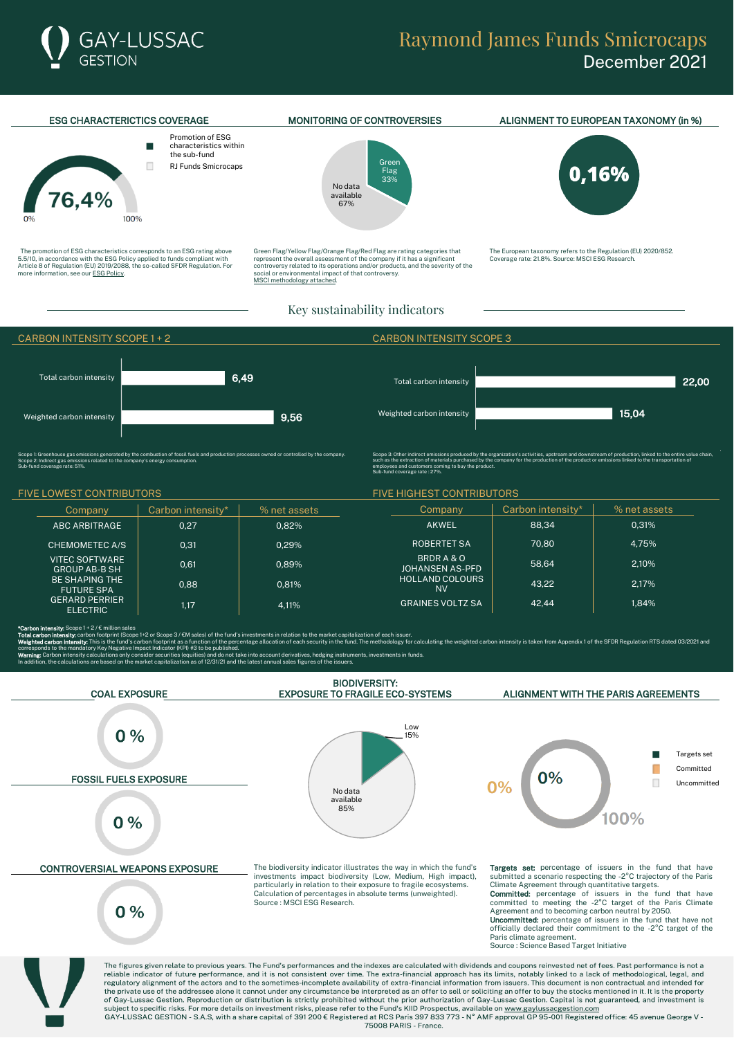GAY-LUSSAC GESTION

# Raymond James Funds Smicrocaps
December 2021

## ESG CHARACTECRICTICS COVERAGE

Promotion of ESG characteristics within the sub-fund

RJ Funds Smicrocaps

76,4%

0%

100%

The promotion of ESG characteristics corresponds to an ESG rating above 5.5/10, in accordance with the ESG Policy applied to funds compliant with Article 8 of Regulation (EU) 2019/2088, the so-called SFDR Regulation. For more information, see our ESG Policy.

## MONITORING OF CONTROVERSIES

Green Flag 33%

No data available 67%

Green Flag/Yellow Flag/Orange Flag/Red Flag are rating categories that represent the overall assessment of the company if it has a significant controversy related to its operations and/or products, and the severity of the social or environmental impact of that controversy.
MSCI methodology attached.

## ALIGNMENT TO EUROPEAN TAXONOMY (in %)

0,16%

The European taxonomy refers to the Regulation (EU) 2020/852. Coverage rate: 21.8%. Source: MSCI ESG Research.

## Key sustainability indicators

### CARBON INTENSITY SCOPE 1 + 2

Total carbon intensity 6,49

Weighted carbon intensity 9,56

Scope 1: Greenhouse gas emissions generated by the combustion of fossil fuels and production processes owned or controlled by the company.
Scope 2: Indirect gas emissions related to the company's energy consumption.
Sub-fund coverage rate: 51%.

### CARBON INTENSITY SCOPE 3

Total carbon intensity 22,00

Weighted carbon intensity 15,04

Scope 3: Other indirect emissions produced by the organization's activities, upstream and downstream of production, linked to the entire value chain, such as the extraction of materials purchased by the company for the production of the product or emissions linked to the transportation of employees and customers coming to buy the product.
Sub-fund coverage rate : 27%.

### FIVE LOWEST CONTRIBUTORS

| Company | Carbon intensity* | % net assets |
|---|---|---|
| ABC ARBITRAGE | 0,27 | 0,82% |
| CHEMOMETEC A/S | 0,31 | 0,29% |
| VITEC SOFTWARE GROUP AB-B SH | 0,61 | 0,89% |
| BE SHAPING THE FUTURE SPA | 0,88 | 0,81% |
| GERARD PERRIER ELECTRIC | 1,17 | 4,11% |

### FIVE HIGHEST CONTRIBUTORS

| Company | Carbon intensity* | % net assets |
|---|---|---|
| AKWEL | 88,34 | 0,31% |
| ROBERTET SA | 70,80 | 4,75% |
| BRDR A & O JOHANSEN AS-PFD | 58,64 | 2,10% |
| HOLLAND COLOURS NV | 43,22 | 2,17% |
| GRAINES VOLTZ SA | 42,44 | 1,84% |

**\*Carbon intensity:** Scope 1 + 2 / € million sales
**Total carbon intensity:** carbon footprint (Scope 1+2 or Scope 3 / €M sales) of the fund's investments in relation to the market capitalization of each issuer.
**Weighted carbon intensity:** This is the fund's carbon footprint as a function of the percentage allocation of each security in the fund. The methodology for calculating the weighted carbon intensity is taken from Appendix 1 of the SFDR Regulation RTS dated 03/2021 and corresponds to the mandatory Key Negative Impact Indicator (KPI) #3 to be published.
**Warning:** Carbon intensity calculations only consider securities (equities) and do not take into account derivatives, hedging instruments, investments in funds.
In addition, the calculations are based on the market capitalization as of 12/31/21 and the latest annual sales figures of the issuers.

## COAL EXPOSURE

0 %

## FOSSIL FUELS EXPOSURE

0 %

## CONTROVERSIAL WEAPONS EXPOSURE

0 %

## BIODIVERSITY: EXPOSURE TO FRAGILE ECO-SYSTEMS

Low 15%

No data available 85%

The biodiversity indicator illustrates the way in which the fund's investments impact biodiversity (Low, Medium, High impact), particularly in relation to their exposure to fragile ecosystems. Calculation of percentages in absolute terms (unweighted). Source : MSCI ESG Research.

## ALIGNMENT WITH THE PARIS AGREEMENTS

Targets set

Committed

Uncommitted

0%

0%

100%

**Targets set:** percentage of issuers in the fund that have submitted a scenario respecting the -2°C trajectory of the Paris Climate Agreement through quantitative targets.
**Committed:** percentage of issuers in the fund that have committed to meeting the -2°C target of the Paris Climate Agreement and to becoming carbon neutral by 2050.
**Uncommitted:** percentage of issuers in the fund that have not officially declared their commitment to the -2°C target of the Paris climate agreement.
Source : Science Based Target Initiative

The figures given relate to previous years. The Fund's performances and the indexes are calculated with dividends and coupons reinvested net of fees. Past performance is not a reliable indicator of future performance, and it is not consistent over time. The extra-financial approach has its limits, notably linked to a lack of methodological, legal, and regulatory alignment of the actors and to the sometimes-incomplete availability of extra-financial information from issuers. This document is non contractual and intended for the private use of the addressee alone it cannot under any circumstance be interpreted as an offer to sell or soliciting an offer to buy the stocks mentioned in it. It is the property of Gay-Lussac Gestion. Reproduction or distribution is strictly prohibited without the prior authorization of Gay-Lussac Gestion. Capital is not guaranteed, and investment is subject to specific risks. For more details on investment risks, please refer to the Fund's KIID Prospectus, available on www.gaylussacgestion.com
GAY-LUSSAC GESTION - S.A.S, with a share capital of 391 200 € Registered at RCS Paris 397 833 773 - N° AMF approval GP 95-001 Registered office: 45 avenue George V - 75008 PARIS - France.